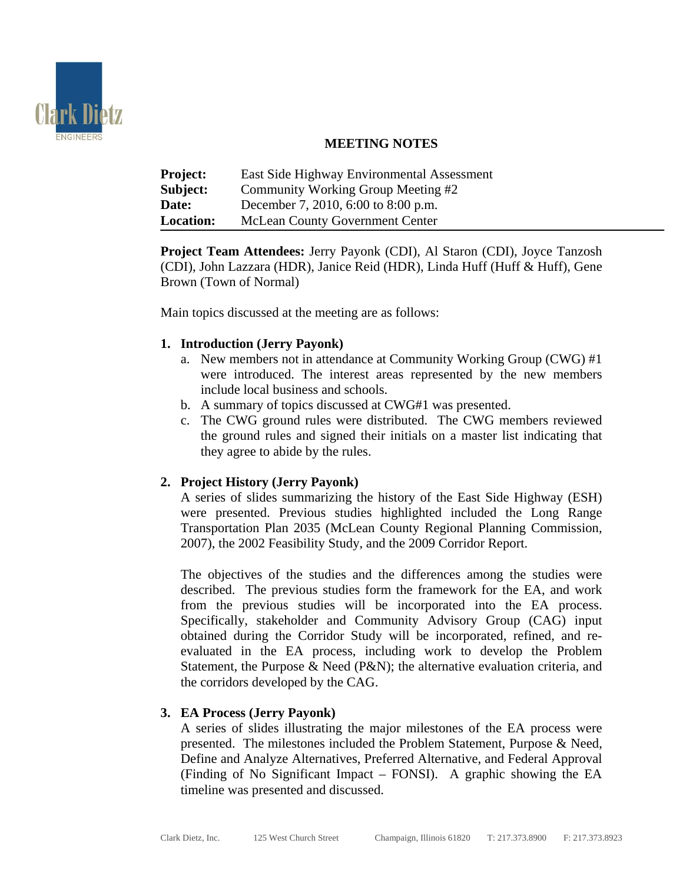# MEETING NOTES

| | |
|---|---|
| **Project:** | East Side Highway Environmental Assessment |
| **Subject:** | Community Working Group Meeting #2 |
| **Date:** | December 7, 2010, 6:00 to 8:00 p.m. |
| **Location:** | McLean County Government Center |

**Project Team Attendees:** Jerry Payonk (CDI), Al Staron (CDI), Joyce Tanzosh (CDI), John Lazzara (HDR), Janice Reid (HDR), Linda Huff (Huff & Huff), Gene Brown (Town of Normal)

Main topics discussed at the meeting are as follows:

1. **Introduction (Jerry Payonk)**
   a. New members not in attendance at Community Working Group (CWG) #1 were introduced. The interest areas represented by the new members include local business and schools.
   b. A summary of topics discussed at CWG#1 was presented.
   c. The CWG ground rules were distributed. The CWG members reviewed the ground rules and signed their initials on a master list indicating that they agree to abide by the rules.

2. **Project History (Jerry Payonk)**
   A series of slides summarizing the history of the East Side Highway (ESH) were presented. Previous studies highlighted included the Long Range Transportation Plan 2035 (McLean County Regional Planning Commission, 2007), the 2002 Feasibility Study, and the 2009 Corridor Report.

   The objectives of the studies and the differences among the studies were described. The previous studies form the framework for the EA, and work from the previous studies will be incorporated into the EA process. Specifically, stakeholder and Community Advisory Group (CAG) input obtained during the Corridor Study will be incorporated, refined, and re-evaluated in the EA process, including work to develop the Problem Statement, the Purpose & Need (P&N); the alternative evaluation criteria, and the corridors developed by the CAG.

3. **EA Process (Jerry Payonk)**
   A series of slides illustrating the major milestones of the EA process were presented. The milestones included the Problem Statement, Purpose & Need, Define and Analyze Alternatives, Preferred Alternative, and Federal Approval (Finding of No Significant Impact – FONSI). A graphic showing the EA timeline was presented and discussed.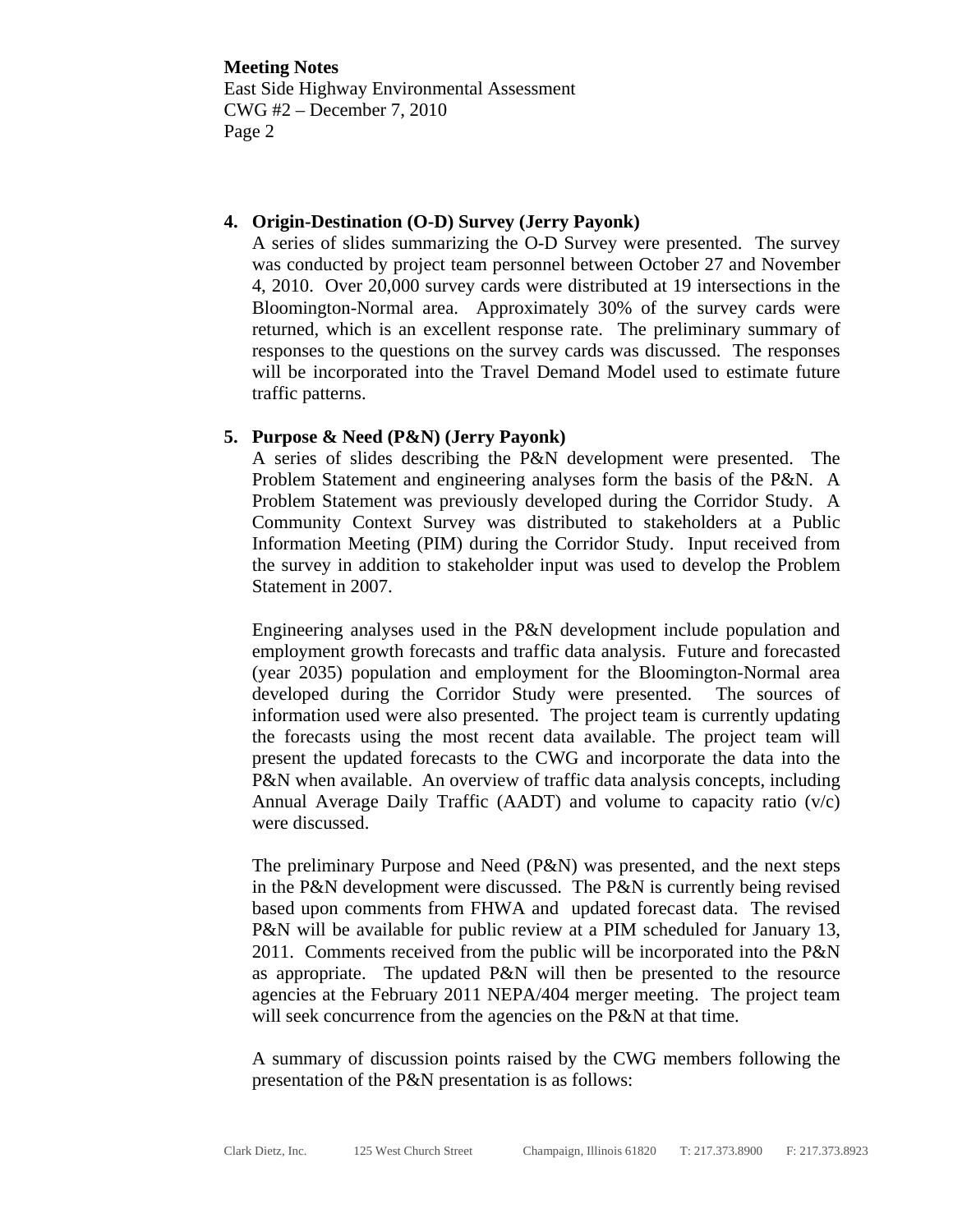**4. Origin-Destination (O-D) Survey (Jerry Payonk)**

A series of slides summarizing the O-D Survey were presented. The survey was conducted by project team personnel between October 27 and November 4, 2010. Over 20,000 survey cards were distributed at 19 intersections in the Bloomington-Normal area. Approximately 30% of the survey cards were returned, which is an excellent response rate. The preliminary summary of responses to the questions on the survey cards was discussed. The responses will be incorporated into the Travel Demand Model used to estimate future traffic patterns.

**5. Purpose & Need (P&N) (Jerry Payonk)**

A series of slides describing the P&N development were presented. The Problem Statement and engineering analyses form the basis of the P&N. A Problem Statement was previously developed during the Corridor Study. A Community Context Survey was distributed to stakeholders at a Public Information Meeting (PIM) during the Corridor Study. Input received from the survey in addition to stakeholder input was used to develop the Problem Statement in 2007.

Engineering analyses used in the P&N development include population and employment growth forecasts and traffic data analysis. Future and forecasted (year 2035) population and employment for the Bloomington-Normal area developed during the Corridor Study were presented. The sources of information used were also presented. The project team is currently updating the forecasts using the most recent data available. The project team will present the updated forecasts to the CWG and incorporate the data into the P&N when available. An overview of traffic data analysis concepts, including Annual Average Daily Traffic (AADT) and volume to capacity ratio (v/c) were discussed.

The preliminary Purpose and Need (P&N) was presented, and the next steps in the P&N development were discussed. The P&N is currently being revised based upon comments from FHWA and updated forecast data. The revised P&N will be available for public review at a PIM scheduled for January 13, 2011. Comments received from the public will be incorporated into the P&N as appropriate. The updated P&N will then be presented to the resource agencies at the February 2011 NEPA/404 merger meeting. The project team will seek concurrence from the agencies on the P&N at that time.

A summary of discussion points raised by the CWG members following the presentation of the P&N presentation is as follows: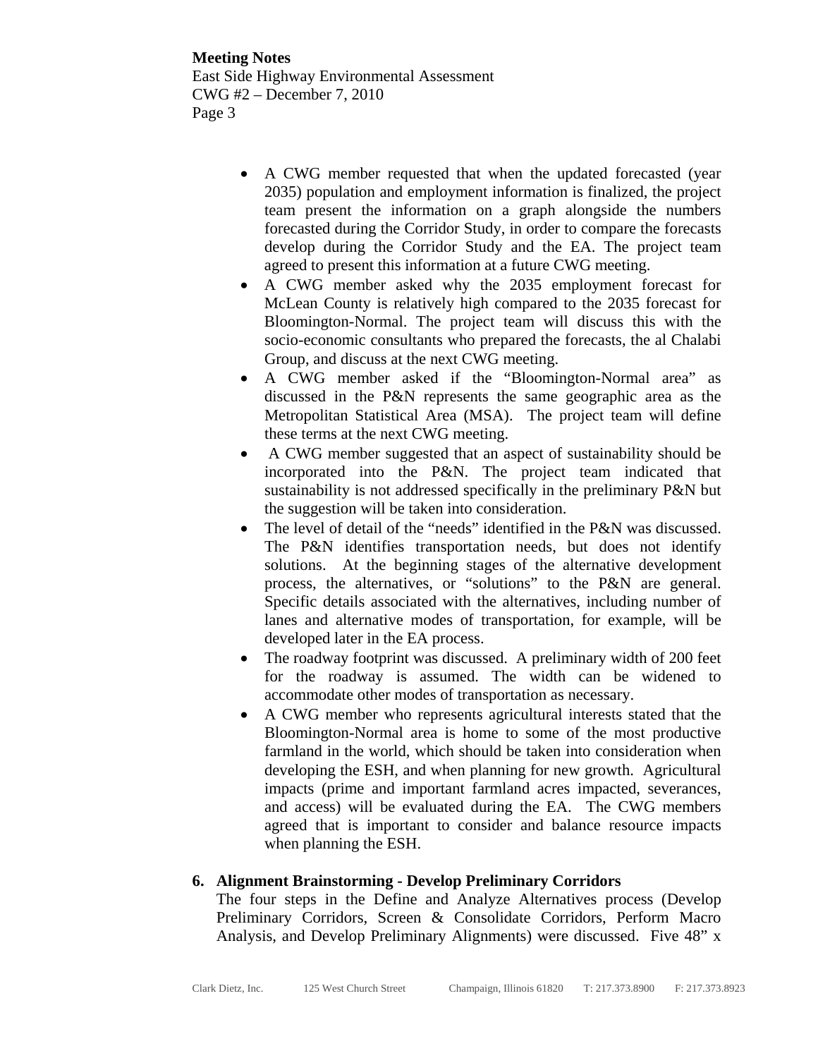- A CWG member requested that when the updated forecasted (year 2035) population and employment information is finalized, the project team present the information on a graph alongside the numbers forecasted during the Corridor Study, in order to compare the forecasts develop during the Corridor Study and the EA. The project team agreed to present this information at a future CWG meeting.
- A CWG member asked why the 2035 employment forecast for McLean County is relatively high compared to the 2035 forecast for Bloomington-Normal. The project team will discuss this with the socio-economic consultants who prepared the forecasts, the al Chalabi Group, and discuss at the next CWG meeting.
- A CWG member asked if the "Bloomington-Normal area" as discussed in the P&N represents the same geographic area as the Metropolitan Statistical Area (MSA). The project team will define these terms at the next CWG meeting.
- A CWG member suggested that an aspect of sustainability should be incorporated into the P&N. The project team indicated that sustainability is not addressed specifically in the preliminary P&N but the suggestion will be taken into consideration.
- The level of detail of the "needs" identified in the P&N was discussed. The P&N identifies transportation needs, but does not identify solutions. At the beginning stages of the alternative development process, the alternatives, or "solutions" to the P&N are general. Specific details associated with the alternatives, including number of lanes and alternative modes of transportation, for example, will be developed later in the EA process.
- The roadway footprint was discussed. A preliminary width of 200 feet for the roadway is assumed. The width can be widened to accommodate other modes of transportation as necessary.
- A CWG member who represents agricultural interests stated that the Bloomington-Normal area is home to some of the most productive farmland in the world, which should be taken into consideration when developing the ESH, and when planning for new growth. Agricultural impacts (prime and important farmland acres impacted, severances, and access) will be evaluated during the EA. The CWG members agreed that is important to consider and balance resource impacts when planning the ESH.

## 6. Alignment Brainstorming - Develop Preliminary Corridors

The four steps in the Define and Analyze Alternatives process (Develop Preliminary Corridors, Screen & Consolidate Corridors, Perform Macro Analysis, and Develop Preliminary Alignments) were discussed. Five 48" x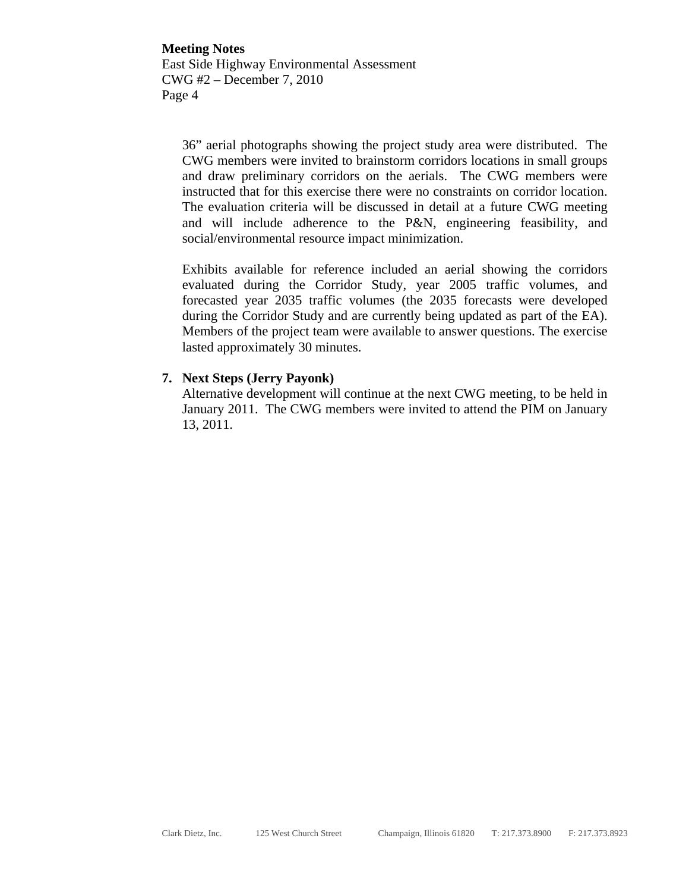36" aerial photographs showing the project study area were distributed. The CWG members were invited to brainstorm corridors locations in small groups and draw preliminary corridors on the aerials. The CWG members were instructed that for this exercise there were no constraints on corridor location. The evaluation criteria will be discussed in detail at a future CWG meeting and will include adherence to the P&N, engineering feasibility, and social/environmental resource impact minimization.

Exhibits available for reference included an aerial showing the corridors evaluated during the Corridor Study, year 2005 traffic volumes, and forecasted year 2035 traffic volumes (the 2035 forecasts were developed during the Corridor Study and are currently being updated as part of the EA). Members of the project team were available to answer questions. The exercise lasted approximately 30 minutes.

7. **Next Steps (Jerry Payonk)**
   Alternative development will continue at the next CWG meeting, to be held in January 2011. The CWG members were invited to attend the PIM on January 13, 2011.